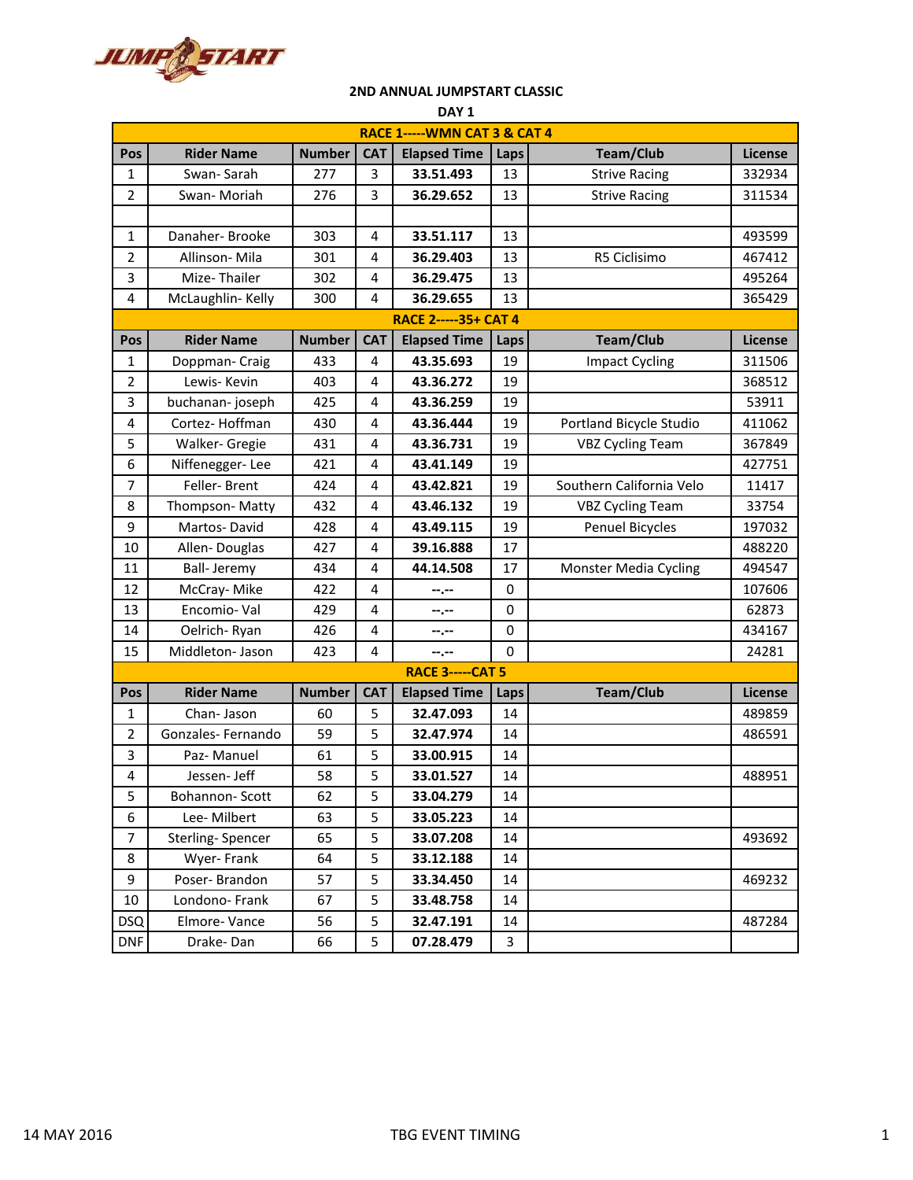## 2ND ANNUAL JUMPSTART CLASSIC

### DAY 1

| Pos | Rider Name | Number | CAT | Elapsed Time | Laps | Team/Club | License |
|---|---|---|---|---|---|---|---|
| **RACE 1-----WMN CAT 3 & CAT 4** | | | | | | | |
| 1 | Swan- Sarah | 277 | 3 | **33.51.493** | 13 | Strive Racing | 332934 |
| 2 | Swan- Moriah | 276 | 3 | **36.29.652** | 13 | Strive Racing | 311534 |
| | | | | | | | |
| 1 | Danaher- Brooke | 303 | 4 | **33.51.117** | 13 | | 493599 |
| 2 | Allinson- Mila | 301 | 4 | **36.29.403** | 13 | R5 Ciclisimo | 467412 |
| 3 | Mize- Thailer | 302 | 4 | **36.29.475** | 13 | | 495264 |
| 4 | McLaughlin- Kelly | 300 | 4 | **36.29.655** | 13 | | 365429 |
| **RACE 2-----35+ CAT 4** | | | | | | | |
| **Pos** | **Rider Name** | **Number** | **CAT** | **Elapsed Time** | **Laps** | **Team/Club** | **License** |
| 1 | Doppman- Craig | 433 | 4 | **43.35.693** | 19 | Impact Cycling | 311506 |
| 2 | Lewis- Kevin | 403 | 4 | **43.36.272** | 19 | | 368512 |
| 3 | buchanan- joseph | 425 | 4 | **43.36.259** | 19 | | 53911 |
| 4 | Cortez- Hoffman | 430 | 4 | **43.36.444** | 19 | Portland Bicycle Studio | 411062 |
| 5 | Walker- Gregie | 431 | 4 | **43.36.731** | 19 | VBZ Cycling Team | 367849 |
| 6 | Niffenegger- Lee | 421 | 4 | **43.41.149** | 19 | | 427751 |
| 7 | Feller- Brent | 424 | 4 | **43.42.821** | 19 | Southern California Velo | 11417 |
| 8 | Thompson- Matty | 432 | 4 | **43.46.132** | 19 | VBZ Cycling Team | 33754 |
| 9 | Martos- David | 428 | 4 | **43.49.115** | 19 | Penuel Bicycles | 197032 |
| 10 | Allen- Douglas | 427 | 4 | **39.16.888** | 17 | | 488220 |
| 11 | Ball- Jeremy | 434 | 4 | **44.14.508** | 17 | Monster Media Cycling | 494547 |
| 12 | McCray- Mike | 422 | 4 | **--.--** | 0 | | 107606 |
| 13 | Encomio- Val | 429 | 4 | **--.--** | 0 | | 62873 |
| 14 | Oelrich- Ryan | 426 | 4 | **--.--** | 0 | | 434167 |
| 15 | Middleton- Jason | 423 | 4 | **--.--** | 0 | | 24281 |
| **RACE 3-----CAT 5** | | | | | | | |
| **Pos** | **Rider Name** | **Number** | **CAT** | **Elapsed Time** | **Laps** | **Team/Club** | **License** |
| 1 | Chan- Jason | 60 | 5 | **32.47.093** | 14 | | 489859 |
| 2 | Gonzales- Fernando | 59 | 5 | **32.47.974** | 14 | | 486591 |
| 3 | Paz- Manuel | 61 | 5 | **33.00.915** | 14 | | |
| 4 | Jessen- Jeff | 58 | 5 | **33.01.527** | 14 | | 488951 |
| 5 | Bohannon- Scott | 62 | 5 | **33.04.279** | 14 | | |
| 6 | Lee- Milbert | 63 | 5 | **33.05.223** | 14 | | |
| 7 | Sterling- Spencer | 65 | 5 | **33.07.208** | 14 | | 493692 |
| 8 | Wyer- Frank | 64 | 5 | **33.12.188** | 14 | | |
| 9 | Poser- Brandon | 57 | 5 | **33.34.450** | 14 | | 469232 |
| 10 | Londono- Frank | 67 | 5 | **33.48.758** | 14 | | |
| DSQ | Elmore- Vance | 56 | 5 | **32.47.191** | 14 | | 487284 |
| DNF | Drake- Dan | 66 | 5 | **07.28.479** | 3 | | |

14 MAY 2016 TBG EVENT TIMING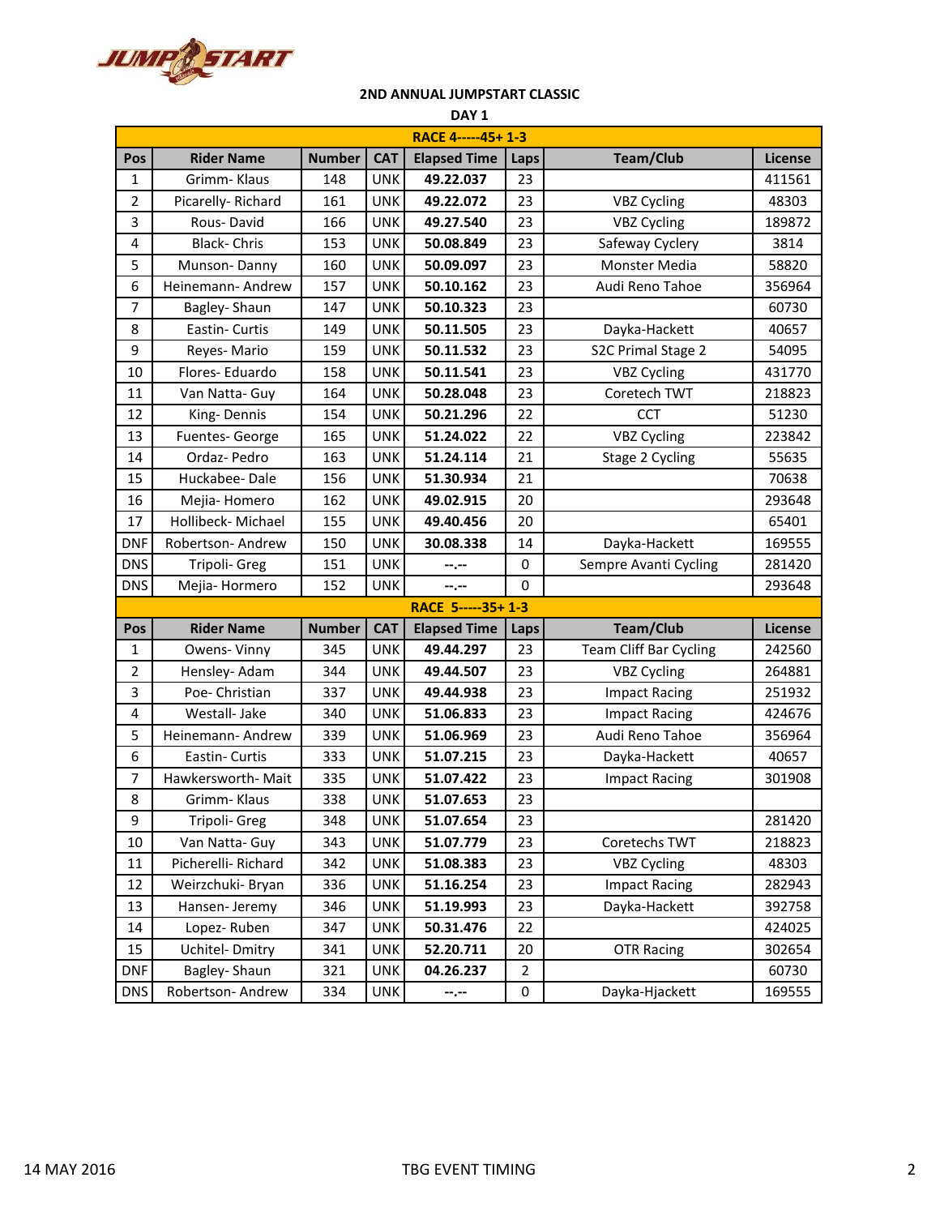## 2ND ANNUAL JUMPSTART CLASSIC

### DAY 1

| Pos | Rider Name | Number | CAT | Elapsed Time | Laps | Team/Club | License |
|---|---|---|---|---|---|---|---|
| **RACE 4-----45+ 1-3** | | | | | | | |
| 1 | Grimm- Klaus | 148 | UNK | **49.22.037** | 23 | | 411561 |
| 2 | Picarelly- Richard | 161 | UNK | **49.22.072** | 23 | VBZ Cycling | 48303 |
| 3 | Rous- David | 166 | UNK | **49.27.540** | 23 | VBZ Cycling | 189872 |
| 4 | Black- Chris | 153 | UNK | **50.08.849** | 23 | Safeway Cyclery | 3814 |
| 5 | Munson- Danny | 160 | UNK | **50.09.097** | 23 | Monster Media | 58820 |
| 6 | Heinemann- Andrew | 157 | UNK | **50.10.162** | 23 | Audi Reno Tahoe | 356964 |
| 7 | Bagley- Shaun | 147 | UNK | **50.10.323** | 23 | | 60730 |
| 8 | Eastin- Curtis | 149 | UNK | **50.11.505** | 23 | Dayka-Hackett | 40657 |
| 9 | Reyes- Mario | 159 | UNK | **50.11.532** | 23 | S2C Primal Stage 2 | 54095 |
| 10 | Flores- Eduardo | 158 | UNK | **50.11.541** | 23 | VBZ Cycling | 431770 |
| 11 | Van Natta- Guy | 164 | UNK | **50.28.048** | 23 | Coretech TWT | 218823 |
| 12 | King- Dennis | 154 | UNK | **50.21.296** | 22 | CCT | 51230 |
| 13 | Fuentes- George | 165 | UNK | **51.24.022** | 22 | VBZ Cycling | 223842 |
| 14 | Ordaz- Pedro | 163 | UNK | **51.24.114** | 21 | Stage 2 Cycling | 55635 |
| 15 | Huckabee- Dale | 156 | UNK | **51.30.934** | 21 | | 70638 |
| 16 | Mejia- Homero | 162 | UNK | **49.02.915** | 20 | | 293648 |
| 17 | Hollibeck- Michael | 155 | UNK | **49.40.456** | 20 | | 65401 |
| DNF | Robertson- Andrew | 150 | UNK | **30.08.338** | 14 | Dayka-Hackett | 169555 |
| DNS | Tripoli- Greg | 151 | UNK | **--.--** | 0 | Sempre Avanti Cycling | 281420 |
| DNS | Mejia- Hormero | 152 | UNK | **--.--** | 0 | | 293648 |
| **RACE 5-----35+ 1-3** | | | | | | | |
| **Pos** | **Rider Name** | **Number** | **CAT** | **Elapsed Time** | **Laps** | **Team/Club** | **License** |
| 1 | Owens- Vinny | 345 | UNK | **49.44.297** | 23 | Team Cliff Bar Cycling | 242560 |
| 2 | Hensley- Adam | 344 | UNK | **49.44.507** | 23 | VBZ Cycling | 264881 |
| 3 | Poe- Christian | 337 | UNK | **49.44.938** | 23 | Impact Racing | 251932 |
| 4 | Westall- Jake | 340 | UNK | **51.06.833** | 23 | Impact Racing | 424676 |
| 5 | Heinemann- Andrew | 339 | UNK | **51.06.969** | 23 | Audi Reno Tahoe | 356964 |
| 6 | Eastin- Curtis | 333 | UNK | **51.07.215** | 23 | Dayka-Hackett | 40657 |
| 7 | Hawkersworth- Mait | 335 | UNK | **51.07.422** | 23 | Impact Racing | 301908 |
| 8 | Grimm- Klaus | 338 | UNK | **51.07.653** | 23 | | |
| 9 | Tripoli- Greg | 348 | UNK | **51.07.654** | 23 | | 281420 |
| 10 | Van Natta- Guy | 343 | UNK | **51.07.779** | 23 | Coretechs TWT | 218823 |
| 11 | Picherelli- Richard | 342 | UNK | **51.08.383** | 23 | VBZ Cycling | 48303 |
| 12 | Weirzchuki- Bryan | 336 | UNK | **51.16.254** | 23 | Impact Racing | 282943 |
| 13 | Hansen- Jeremy | 346 | UNK | **51.19.993** | 23 | Dayka-Hackett | 392758 |
| 14 | Lopez- Ruben | 347 | UNK | **50.31.476** | 22 | | 424025 |
| 15 | Uchitel- Dmitry | 341 | UNK | **52.20.711** | 20 | OTR Racing | 302654 |
| DNF | Bagley- Shaun | 321 | UNK | **04.26.237** | 2 | | 60730 |
| DNS | Robertson- Andrew | 334 | UNK | **--.--** | 0 | Dayka-Hjackett | 169555 |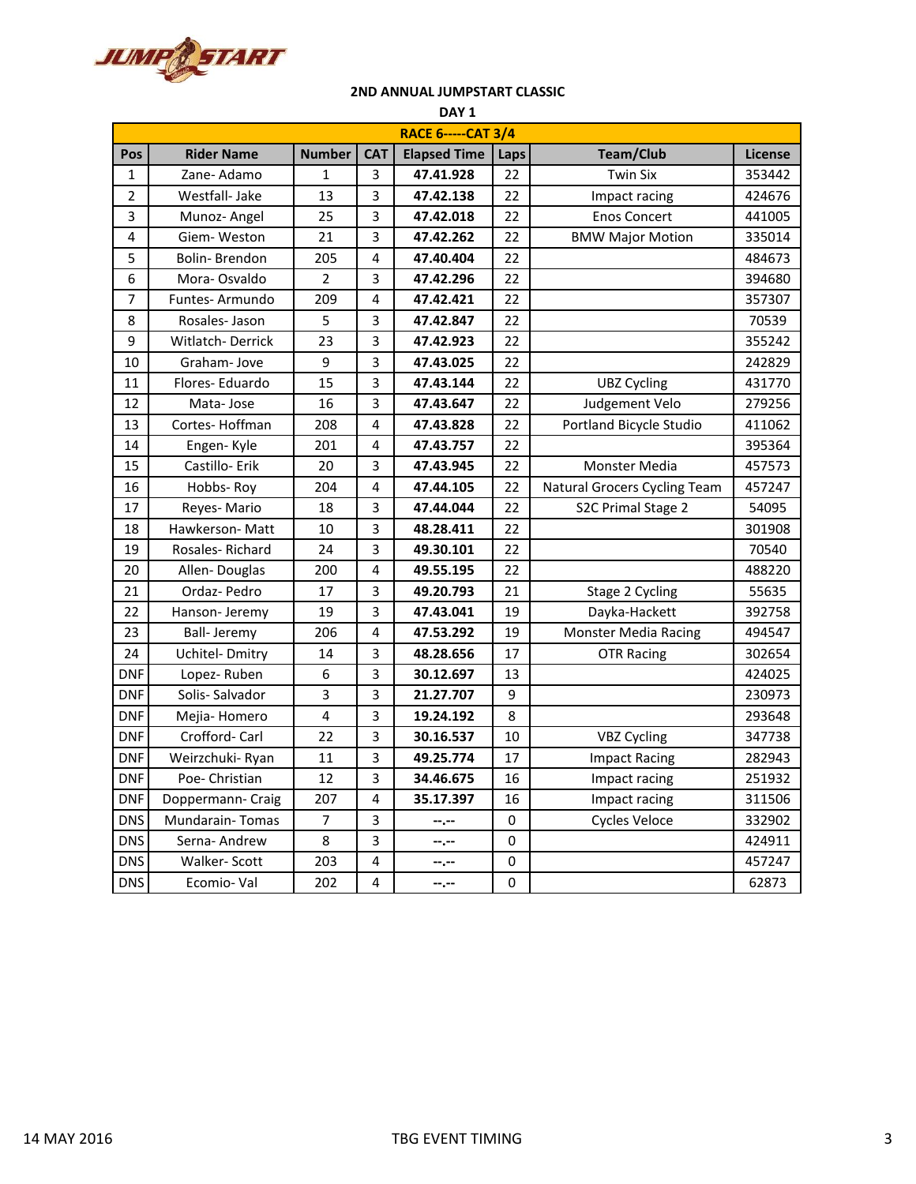## 2ND ANNUAL JUMPSTART CLASSIC

### DAY 1

| RACE 6-----CAT 3/4 | | | | | | | |
|---|---|---|---|---|---|---|---|
| **Pos** | **Rider Name** | **Number** | **CAT** | **Elapsed Time** | **Laps** | **Team/Club** | **License** |
| 1 | Zane- Adamo | 1 | 3 | **47.41.928** | 22 | Twin Six | 353442 |
| 2 | Westfall- Jake | 13 | 3 | **47.42.138** | 22 | Impact racing | 424676 |
| 3 | Munoz- Angel | 25 | 3 | **47.42.018** | 22 | Enos Concert | 441005 |
| 4 | Giem- Weston | 21 | 3 | **47.42.262** | 22 | BMW Major Motion | 335014 |
| 5 | Bolin- Brendon | 205 | 4 | **47.40.404** | 22 | | 484673 |
| 6 | Mora- Osvaldo | 2 | 3 | **47.42.296** | 22 | | 394680 |
| 7 | Funtes- Armundo | 209 | 4 | **47.42.421** | 22 | | 357307 |
| 8 | Rosales- Jason | 5 | 3 | **47.42.847** | 22 | | 70539 |
| 9 | Witlatch- Derrick | 23 | 3 | **47.42.923** | 22 | | 355242 |
| 10 | Graham- Jove | 9 | 3 | **47.43.025** | 22 | | 242829 |
| 11 | Flores- Eduardo | 15 | 3 | **47.43.144** | 22 | UBZ Cycling | 431770 |
| 12 | Mata- Jose | 16 | 3 | **47.43.647** | 22 | Judgement Velo | 279256 |
| 13 | Cortes- Hoffman | 208 | 4 | **47.43.828** | 22 | Portland Bicycle Studio | 411062 |
| 14 | Engen- Kyle | 201 | 4 | **47.43.757** | 22 | | 395364 |
| 15 | Castillo- Erik | 20 | 3 | **47.43.945** | 22 | Monster Media | 457573 |
| 16 | Hobbs- Roy | 204 | 4 | **47.44.105** | 22 | Natural Grocers Cycling Team | 457247 |
| 17 | Reyes- Mario | 18 | 3 | **47.44.044** | 22 | S2C Primal Stage 2 | 54095 |
| 18 | Hawkerson- Matt | 10 | 3 | **48.28.411** | 22 | | 301908 |
| 19 | Rosales- Richard | 24 | 3 | **49.30.101** | 22 | | 70540 |
| 20 | Allen- Douglas | 200 | 4 | **49.55.195** | 22 | | 488220 |
| 21 | Ordaz- Pedro | 17 | 3 | **49.20.793** | 21 | Stage 2 Cycling | 55635 |
| 22 | Hanson- Jeremy | 19 | 3 | **47.43.041** | 19 | Dayka-Hackett | 392758 |
| 23 | Ball- Jeremy | 206 | 4 | **47.53.292** | 19 | Monster Media Racing | 494547 |
| 24 | Uchitel- Dmitry | 14 | 3 | **48.28.656** | 17 | OTR Racing | 302654 |
| DNF | Lopez- Ruben | 6 | 3 | **30.12.697** | 13 | | 424025 |
| DNF | Solis- Salvador | 3 | 3 | **21.27.707** | 9 | | 230973 |
| DNF | Mejia- Homero | 4 | 3 | **19.24.192** | 8 | | 293648 |
| DNF | Crofford- Carl | 22 | 3 | **30.16.537** | 10 | VBZ Cycling | 347738 |
| DNF | Weirzchuki- Ryan | 11 | 3 | **49.25.774** | 17 | Impact Racing | 282943 |
| DNF | Poe- Christian | 12 | 3 | **34.46.675** | 16 | Impact racing | 251932 |
| DNF | Doppermann- Craig | 207 | 4 | **35.17.397** | 16 | Impact racing | 311506 |
| DNS | Mundarain- Tomas | 7 | 3 | **--.--** | 0 | Cycles Veloce | 332902 |
| DNS | Serna- Andrew | 8 | 3 | **--.--** | 0 | | 424911 |
| DNS | Walker- Scott | 203 | 4 | **--.--** | 0 | | 457247 |
| DNS | Ecomio- Val | 202 | 4 | **--.--** | 0 | | 62873 |

14 MAY 2016 TBG EVENT TIMING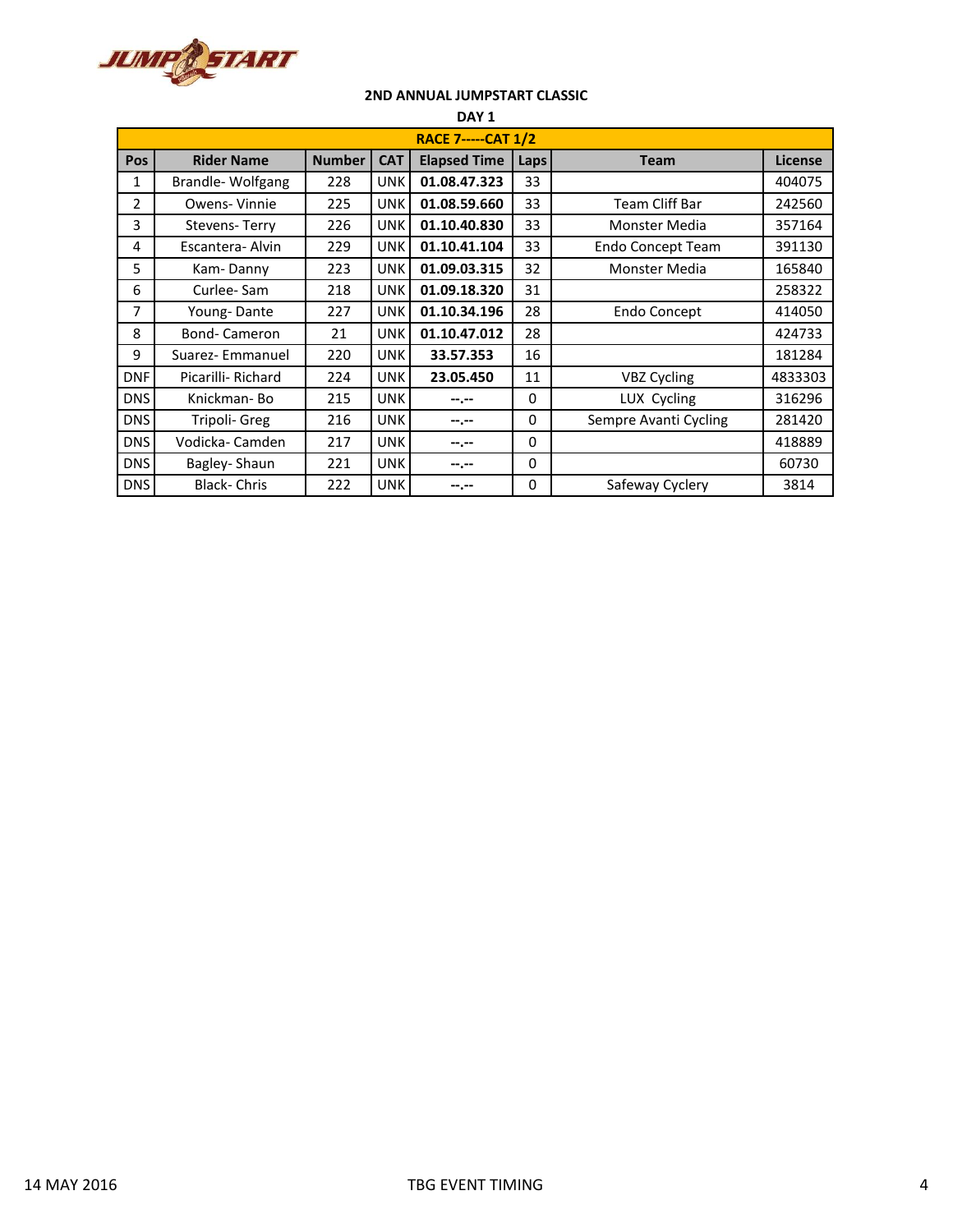## 2ND ANNUAL JUMPSTART CLASSIC

### DAY 1

| RACE 7-----CAT 1/2 | | | | | | | |
|---|---|---|---|---|---|---|---|
| **Pos** | **Rider Name** | **Number** | **CAT** | **Elapsed Time** | **Laps** | **Team** | **License** |
| 1 | Brandle- Wolfgang | 228 | UNK | **01.08.47.323** | 33 | | 404075 |
| 2 | Owens- Vinnie | 225 | UNK | **01.08.59.660** | 33 | Team Cliff Bar | 242560 |
| 3 | Stevens- Terry | 226 | UNK | **01.10.40.830** | 33 | Monster Media | 357164 |
| 4 | Escantera- Alvin | 229 | UNK | **01.10.41.104** | 33 | Endo Concept Team | 391130 |
| 5 | Kam- Danny | 223 | UNK | **01.09.03.315** | 32 | Monster Media | 165840 |
| 6 | Curlee- Sam | 218 | UNK | **01.09.18.320** | 31 | | 258322 |
| 7 | Young- Dante | 227 | UNK | **01.10.34.196** | 28 | Endo Concept | 414050 |
| 8 | Bond- Cameron | 21 | UNK | **01.10.47.012** | 28 | | 424733 |
| 9 | Suarez- Emmanuel | 220 | UNK | **33.57.353** | 16 | | 181284 |
| DNF | Picarilli- Richard | 224 | UNK | **23.05.450** | 11 | VBZ Cycling | 4833303 |
| DNS | Knickman- Bo | 215 | UNK | **--.--** | 0 | LUX Cycling | 316296 |
| DNS | Tripoli- Greg | 216 | UNK | **--.--** | 0 | Sempre Avanti Cycling | 281420 |
| DNS | Vodicka- Camden | 217 | UNK | **--.--** | 0 | | 418889 |
| DNS | Bagley- Shaun | 221 | UNK | **--.--** | 0 | | 60730 |
| DNS | Black- Chris | 222 | UNK | **--.--** | 0 | Safeway Cyclery | 3814 |